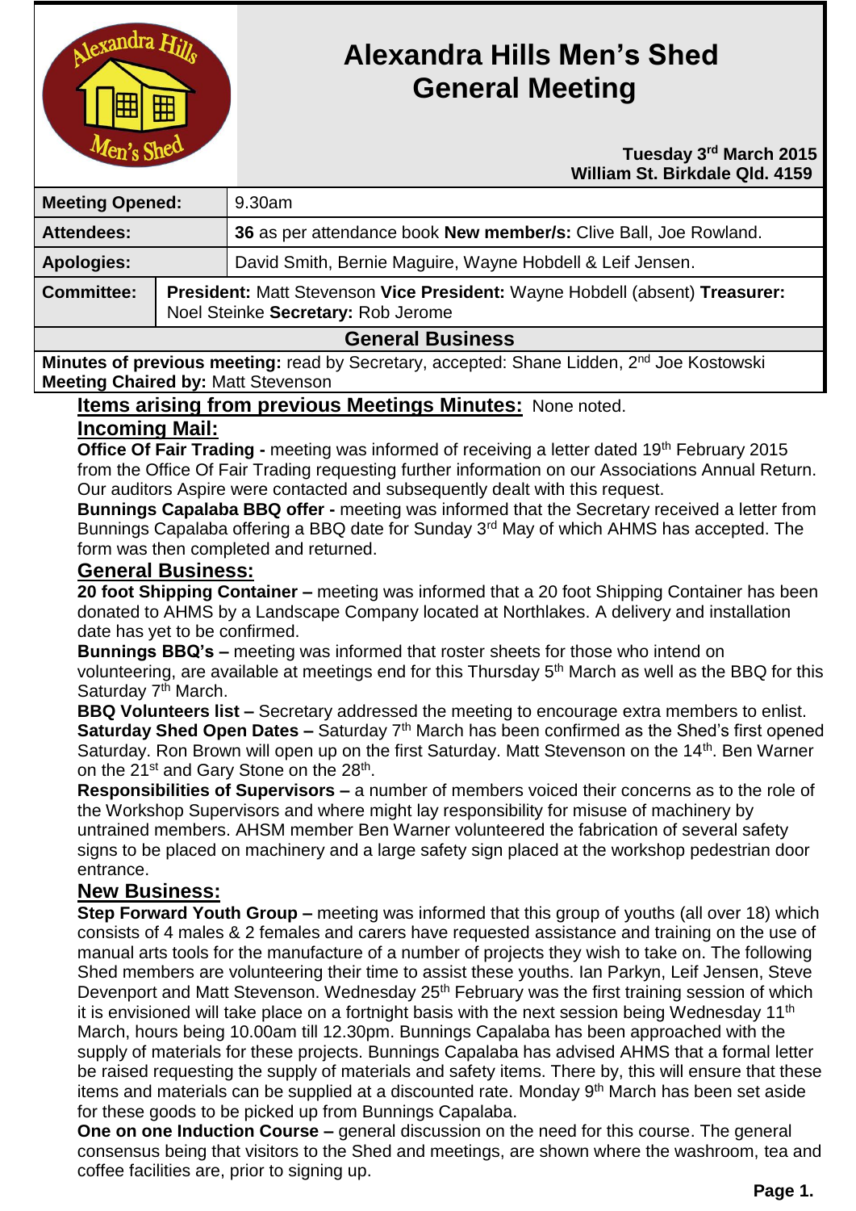# Alexandra Hills Men's Shed General Meeting

**Tuesday 3rd March 2015**
**William St. Birkdale Qld. 4159**

| | |
|---|---|
| **Meeting Opened:** | 9.30am |
| **Attendees:** | **36** as per attendance book **New member/s:** Clive Ball, Joe Rowland. |
| **Apologies:** | David Smith, Bernie Maguire, Wayne Hobdell & Leif Jensen. |
| **Committee:** | **President:** Matt Stevenson **Vice President:** Wayne Hobdell (absent) **Treasurer:** Noel Steinke **Secretary:** Rob Jerome |

## General Business

**Minutes of previous meeting:** read by Secretary, accepted: Shane Lidden, 2nd Joe Kostowski
**Meeting Chaired by:** Matt Stevenson

### Items arising from previous Meetings Minutes: None noted.

### Incoming Mail:

**Office Of Fair Trading -** meeting was informed of receiving a letter dated 19th February 2015 from the Office Of Fair Trading requesting further information on our Associations Annual Return. Our auditors Aspire were contacted and subsequently dealt with this request.

**Bunnings Capalaba BBQ offer -** meeting was informed that the Secretary received a letter from Bunnings Capalaba offering a BBQ date for Sunday 3rd May of which AHMS has accepted. The form was then completed and returned.

### General Business:

**20 foot Shipping Container –** meeting was informed that a 20 foot Shipping Container has been donated to AHMS by a Landscape Company located at Northlakes. A delivery and installation date has yet to be confirmed.

**Bunnings BBQ's –** meeting was informed that roster sheets for those who intend on volunteering, are available at meetings end for this Thursday 5th March as well as the BBQ for this Saturday 7th March.

**BBQ Volunteers list –** Secretary addressed the meeting to encourage extra members to enlist.

**Saturday Shed Open Dates –** Saturday 7th March has been confirmed as the Shed's first opened Saturday. Ron Brown will open up on the first Saturday. Matt Stevenson on the 14th. Ben Warner on the 21st and Gary Stone on the 28th.

**Responsibilities of Supervisors –** a number of members voiced their concerns as to the role of the Workshop Supervisors and where might lay responsibility for misuse of machinery by untrained members. AHSM member Ben Warner volunteered the fabrication of several safety signs to be placed on machinery and a large safety sign placed at the workshop pedestrian door entrance.

### New Business:

**Step Forward Youth Group –** meeting was informed that this group of youths (all over 18) which consists of 4 males & 2 females and carers have requested assistance and training on the use of manual arts tools for the manufacture of a number of projects they wish to take on. The following Shed members are volunteering their time to assist these youths. Ian Parkyn, Leif Jensen, Steve Devenport and Matt Stevenson. Wednesday 25th February was the first training session of which it is envisioned will take place on a fortnight basis with the next session being Wednesday 11th March, hours being 10.00am till 12.30pm. Bunnings Capalaba has been approached with the supply of materials for these projects. Bunnings Capalaba has advised AHMS that a formal letter be raised requesting the supply of materials and safety items. There by, this will ensure that these items and materials can be supplied at a discounted rate. Monday 9th March has been set aside for these goods to be picked up from Bunnings Capalaba.

**One on one Induction Course –** general discussion on the need for this course. The general consensus being that visitors to the Shed and meetings, are shown where the washroom, tea and coffee facilities are, prior to signing up.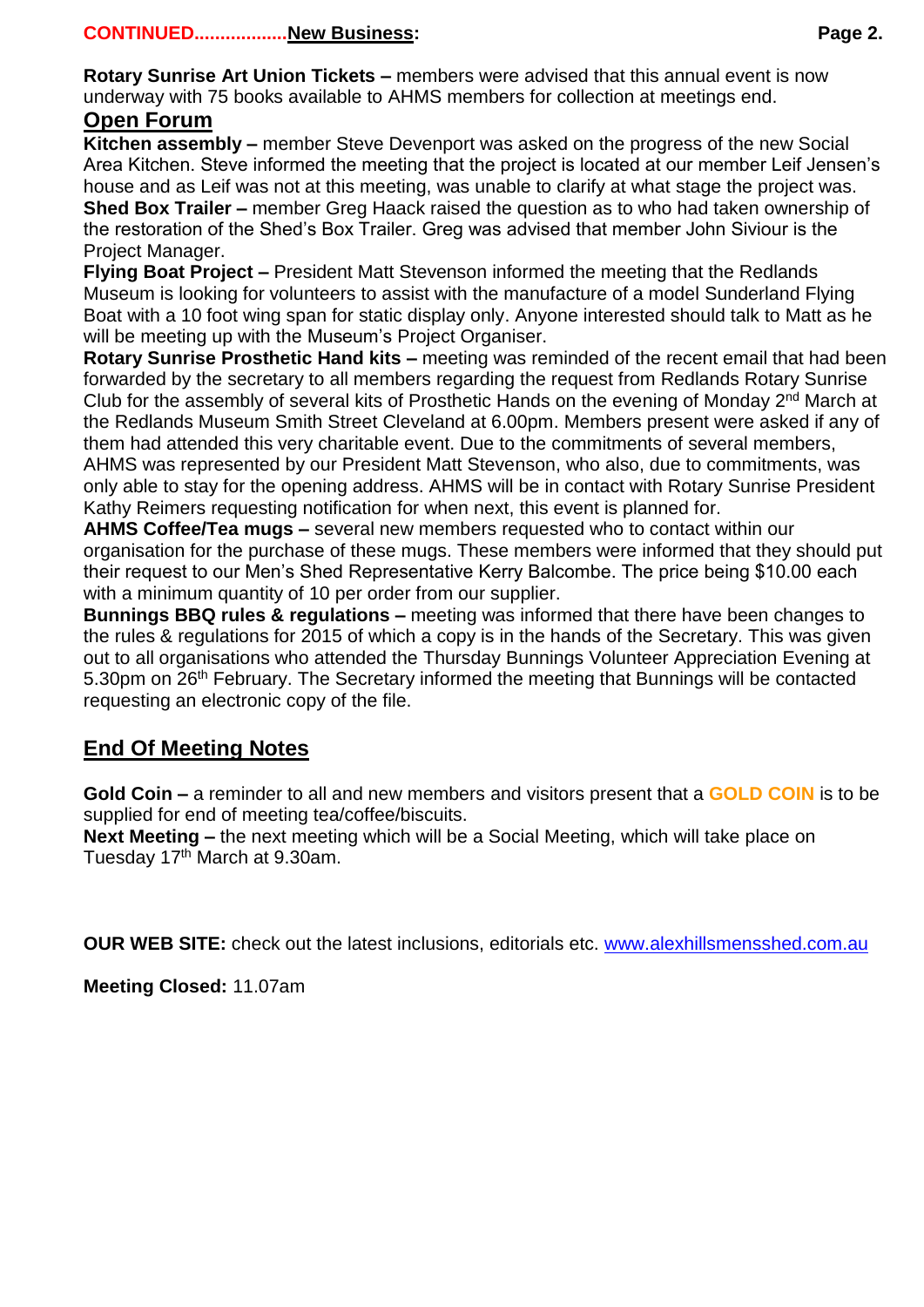**CONTINUED..................New Business:**

**Rotary Sunrise Art Union Tickets –** members were advised that this annual event is now underway with 75 books available to AHMS members for collection at meetings end.

## Open Forum

**Kitchen assembly –** member Steve Devenport was asked on the progress of the new Social Area Kitchen. Steve informed the meeting that the project is located at our member Leif Jensen's house and as Leif was not at this meeting, was unable to clarify at what stage the project was.

**Shed Box Trailer –** member Greg Haack raised the question as to who had taken ownership of the restoration of the Shed's Box Trailer. Greg was advised that member John Siviour is the Project Manager.

**Flying Boat Project –** President Matt Stevenson informed the meeting that the Redlands Museum is looking for volunteers to assist with the manufacture of a model Sunderland Flying Boat with a 10 foot wing span for static display only. Anyone interested should talk to Matt as he will be meeting up with the Museum's Project Organiser.

**Rotary Sunrise Prosthetic Hand kits –** meeting was reminded of the recent email that had been forwarded by the secretary to all members regarding the request from Redlands Rotary Sunrise Club for the assembly of several kits of Prosthetic Hands on the evening of Monday 2nd March at the Redlands Museum Smith Street Cleveland at 6.00pm. Members present were asked if any of them had attended this very charitable event. Due to the commitments of several members, AHMS was represented by our President Matt Stevenson, who also, due to commitments, was only able to stay for the opening address. AHMS will be in contact with Rotary Sunrise President Kathy Reimers requesting notification for when next, this event is planned for.

**AHMS Coffee/Tea mugs –** several new members requested who to contact within our organisation for the purchase of these mugs. These members were informed that they should put their request to our Men's Shed Representative Kerry Balcombe. The price being $10.00 each with a minimum quantity of 10 per order from our supplier.

**Bunnings BBQ rules & regulations –** meeting was informed that there have been changes to the rules & regulations for 2015 of which a copy is in the hands of the Secretary. This was given out to all organisations who attended the Thursday Bunnings Volunteer Appreciation Evening at 5.30pm on 26th February. The Secretary informed the meeting that Bunnings will be contacted requesting an electronic copy of the file.

## End Of Meeting Notes

**Gold Coin –** a reminder to all and new members and visitors present that a **GOLD COIN** is to be supplied for end of meeting tea/coffee/biscuits.

**Next Meeting –** the next meeting which will be a Social Meeting, which will take place on Tuesday 17th March at 9.30am.

**OUR WEB SITE:** check out the latest inclusions, editorials etc. www.alexhillsmensshed.com.au

**Meeting Closed:** 11.07am